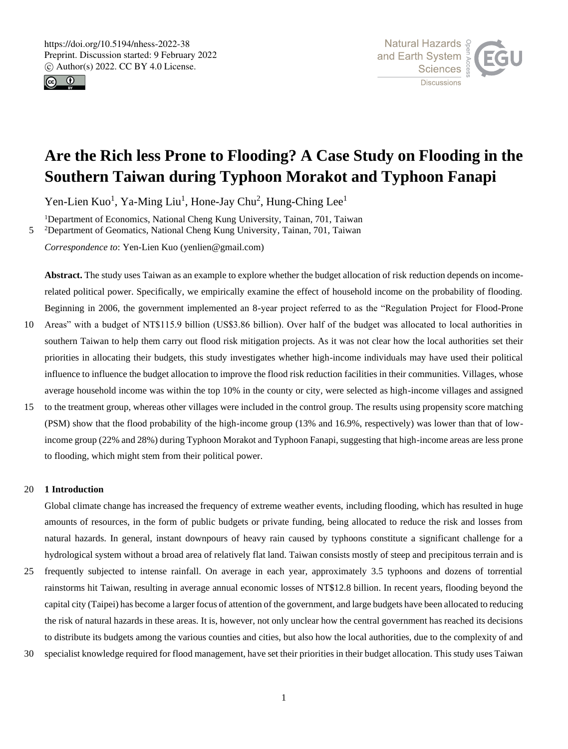# Are the Rich less Prone to Flooding? A Case Study on Flooding in the Southern Taiwan during Typhoon Morakot and Typhoon Fanapi

Yen-Lien Kuo[1], Ya-Ming Liu[1], Hone-Jay Chu[2], Hung-Ching Lee[1]

[1]Department of Economics, National Cheng Kung University, Tainan, 701, Taiwan
[2]Department of Geomatics, National Cheng Kung University, Tainan, 701, Taiwan

*Correspondence to*: Yen-Lien Kuo (yenlien@gmail.com)

**Abstract.** The study uses Taiwan as an example to explore whether the budget allocation of risk reduction depends on income-related political power. Specifically, we empirically examine the effect of household income on the probability of flooding. Beginning in 2006, the government implemented an 8-year project referred to as the "Regulation Project for Flood-Prone Areas" with a budget of NT$115.9 billion (US$3.86 billion). Over half of the budget was allocated to local authorities in southern Taiwan to help them carry out flood risk mitigation projects. As it was not clear how the local authorities set their priorities in allocating their budgets, this study investigates whether high-income individuals may have used their political influence to influence the budget allocation to improve the flood risk reduction facilities in their communities. Villages, whose average household income was within the top 10% in the county or city, were selected as high-income villages and assigned to the treatment group, whereas other villages were included in the control group. The results using propensity score matching (PSM) show that the flood probability of the high-income group (13% and 16.9%, respectively) was lower than that of low-income group (22% and 28%) during Typhoon Morakot and Typhoon Fanapi, suggesting that high-income areas are less prone to flooding, which might stem from their political power.

## 1 Introduction

Global climate change has increased the frequency of extreme weather events, including flooding, which has resulted in huge amounts of resources, in the form of public budgets or private funding, being allocated to reduce the risk and losses from natural hazards. In general, instant downpours of heavy rain caused by typhoons constitute a significant challenge for a hydrological system without a broad area of relatively flat land. Taiwan consists mostly of steep and precipitous terrain and is frequently subjected to intense rainfall. On average in each year, approximately 3.5 typhoons and dozens of torrential rainstorms hit Taiwan, resulting in average annual economic losses of NT$12.8 billion. In recent years, flooding beyond the capital city (Taipei) has become a larger focus of attention of the government, and large budgets have been allocated to reducing the risk of natural hazards in these areas. It is, however, not only unclear how the central government has reached its decisions to distribute its budgets among the various counties and cities, but also how the local authorities, due to the complexity of and specialist knowledge required for flood management, have set their priorities in their budget allocation. This study uses Taiwan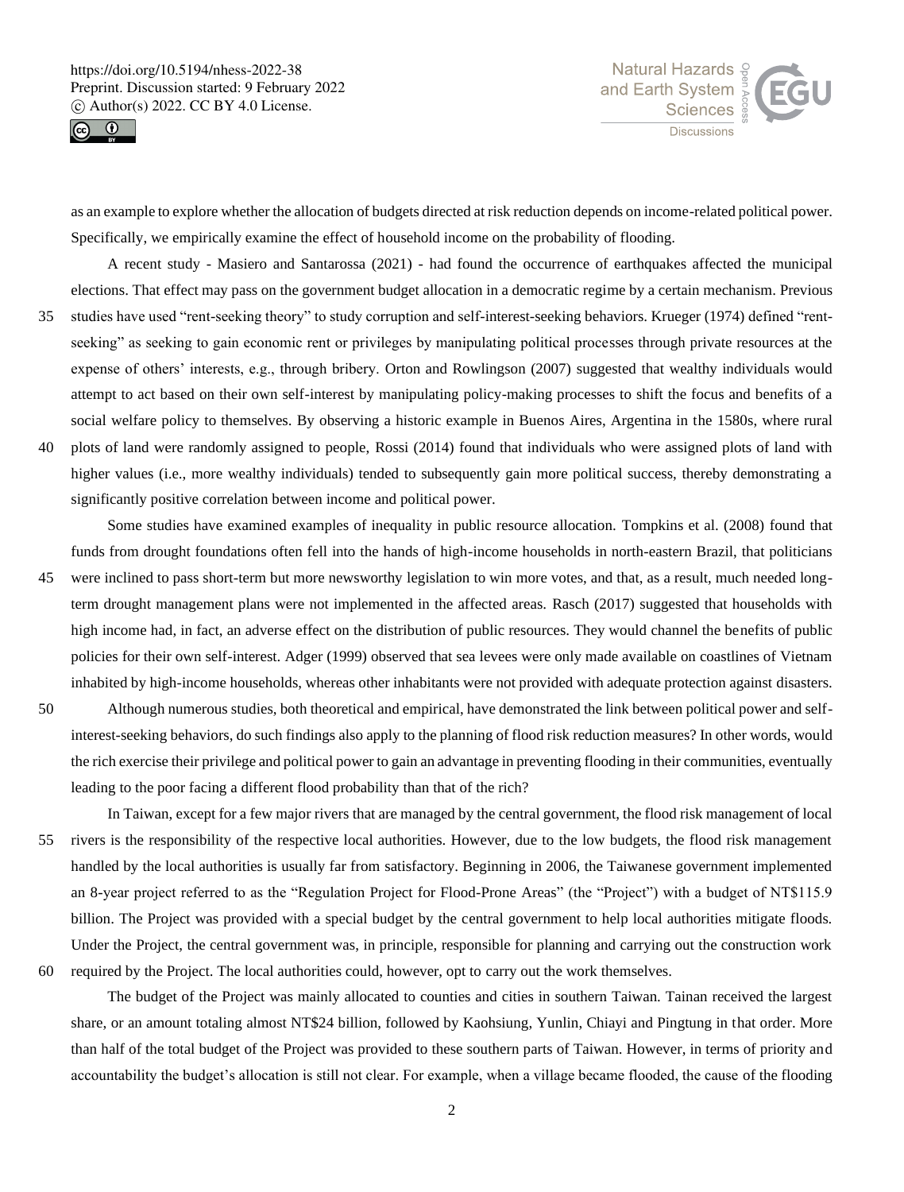as an example to explore whether the allocation of budgets directed at risk reduction depends on income-related political power. Specifically, we empirically examine the effect of household income on the probability of flooding.

A recent study - Masiero and Santarossa (2021) - had found the occurrence of earthquakes affected the municipal elections. That effect may pass on the government budget allocation in a democratic regime by a certain mechanism. Previous studies have used "rent-seeking theory" to study corruption and self-interest-seeking behaviors. Krueger (1974) defined "rent-seeking" as seeking to gain economic rent or privileges by manipulating political processes through private resources at the expense of others' interests, e.g., through bribery. Orton and Rowlingson (2007) suggested that wealthy individuals would attempt to act based on their own self-interest by manipulating policy-making processes to shift the focus and benefits of a social welfare policy to themselves. By observing a historic example in Buenos Aires, Argentina in the 1580s, where rural plots of land were randomly assigned to people, Rossi (2014) found that individuals who were assigned plots of land with higher values (i.e., more wealthy individuals) tended to subsequently gain more political success, thereby demonstrating a significantly positive correlation between income and political power.

Some studies have examined examples of inequality in public resource allocation. Tompkins et al. (2008) found that funds from drought foundations often fell into the hands of high-income households in north-eastern Brazil, that politicians were inclined to pass short-term but more newsworthy legislation to win more votes, and that, as a result, much needed long-term drought management plans were not implemented in the affected areas. Rasch (2017) suggested that households with high income had, in fact, an adverse effect on the distribution of public resources. They would channel the benefits of public policies for their own self-interest. Adger (1999) observed that sea levees were only made available on coastlines of Vietnam inhabited by high-income households, whereas other inhabitants were not provided with adequate protection against disasters.

Although numerous studies, both theoretical and empirical, have demonstrated the link between political power and self-interest-seeking behaviors, do such findings also apply to the planning of flood risk reduction measures? In other words, would the rich exercise their privilege and political power to gain an advantage in preventing flooding in their communities, eventually leading to the poor facing a different flood probability than that of the rich?

In Taiwan, except for a few major rivers that are managed by the central government, the flood risk management of local rivers is the responsibility of the respective local authorities. However, due to the low budgets, the flood risk management handled by the local authorities is usually far from satisfactory. Beginning in 2006, the Taiwanese government implemented an 8-year project referred to as the "Regulation Project for Flood-Prone Areas" (the "Project") with a budget of NT$115.9 billion. The Project was provided with a special budget by the central government to help local authorities mitigate floods. Under the Project, the central government was, in principle, responsible for planning and carrying out the construction work required by the Project. The local authorities could, however, opt to carry out the work themselves.

The budget of the Project was mainly allocated to counties and cities in southern Taiwan. Tainan received the largest share, or an amount totaling almost NT$24 billion, followed by Kaohsiung, Yunlin, Chiayi and Pingtung in that order. More than half of the total budget of the Project was provided to these southern parts of Taiwan. However, in terms of priority and accountability the budget's allocation is still not clear. For example, when a village became flooded, the cause of the flooding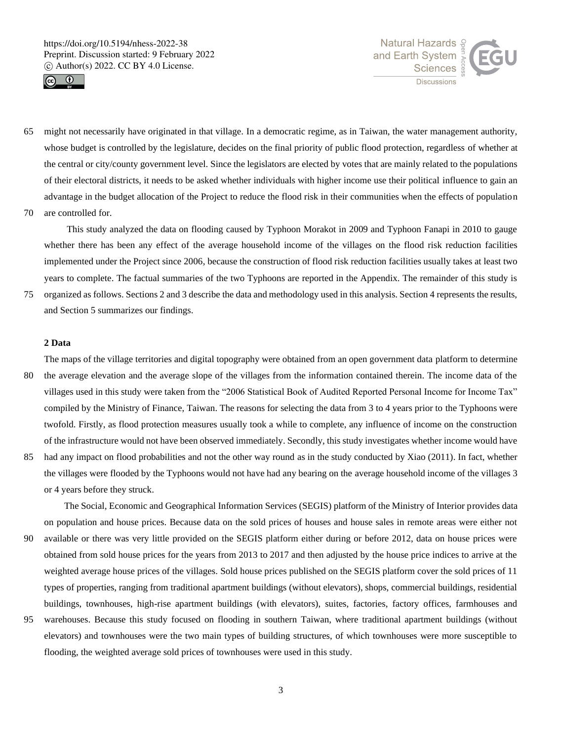might not necessarily have originated in that village. In a democratic regime, as in Taiwan, the water management authority, whose budget is controlled by the legislature, decides on the final priority of public flood protection, regardless of whether at the central or city/county government level. Since the legislators are elected by votes that are mainly related to the populations of their electoral districts, it needs to be asked whether individuals with higher income use their political influence to gain an advantage in the budget allocation of the Project to reduce the flood risk in their communities when the effects of population are controlled for.

This study analyzed the data on flooding caused by Typhoon Morakot in 2009 and Typhoon Fanapi in 2010 to gauge whether there has been any effect of the average household income of the villages on the flood risk reduction facilities implemented under the Project since 2006, because the construction of flood risk reduction facilities usually takes at least two years to complete. The factual summaries of the two Typhoons are reported in the Appendix. The remainder of this study is organized as follows. Sections 2 and 3 describe the data and methodology used in this analysis. Section 4 represents the results, and Section 5 summarizes our findings.

## 2 Data

The maps of the village territories and digital topography were obtained from an open government data platform to determine the average elevation and the average slope of the villages from the information contained therein. The income data of the villages used in this study were taken from the "2006 Statistical Book of Audited Reported Personal Income for Income Tax" compiled by the Ministry of Finance, Taiwan. The reasons for selecting the data from 3 to 4 years prior to the Typhoons were twofold. Firstly, as flood protection measures usually took a while to complete, any influence of income on the construction of the infrastructure would not have been observed immediately. Secondly, this study investigates whether income would have had any impact on flood probabilities and not the other way round as in the study conducted by Xiao (2011). In fact, whether the villages were flooded by the Typhoons would not have had any bearing on the average household income of the villages 3 or 4 years before they struck.

The Social, Economic and Geographical Information Services (SEGIS) platform of the Ministry of Interior provides data on population and house prices. Because data on the sold prices of houses and house sales in remote areas were either not available or there was very little provided on the SEGIS platform either during or before 2012, data on house prices were obtained from sold house prices for the years from 2013 to 2017 and then adjusted by the house price indices to arrive at the weighted average house prices of the villages. Sold house prices published on the SEGIS platform cover the sold prices of 11 types of properties, ranging from traditional apartment buildings (without elevators), shops, commercial buildings, residential buildings, townhouses, high-rise apartment buildings (with elevators), suites, factories, factory offices, farmhouses and warehouses. Because this study focused on flooding in southern Taiwan, where traditional apartment buildings (without elevators) and townhouses were the two main types of building structures, of which townhouses were more susceptible to flooding, the weighted average sold prices of townhouses were used in this study.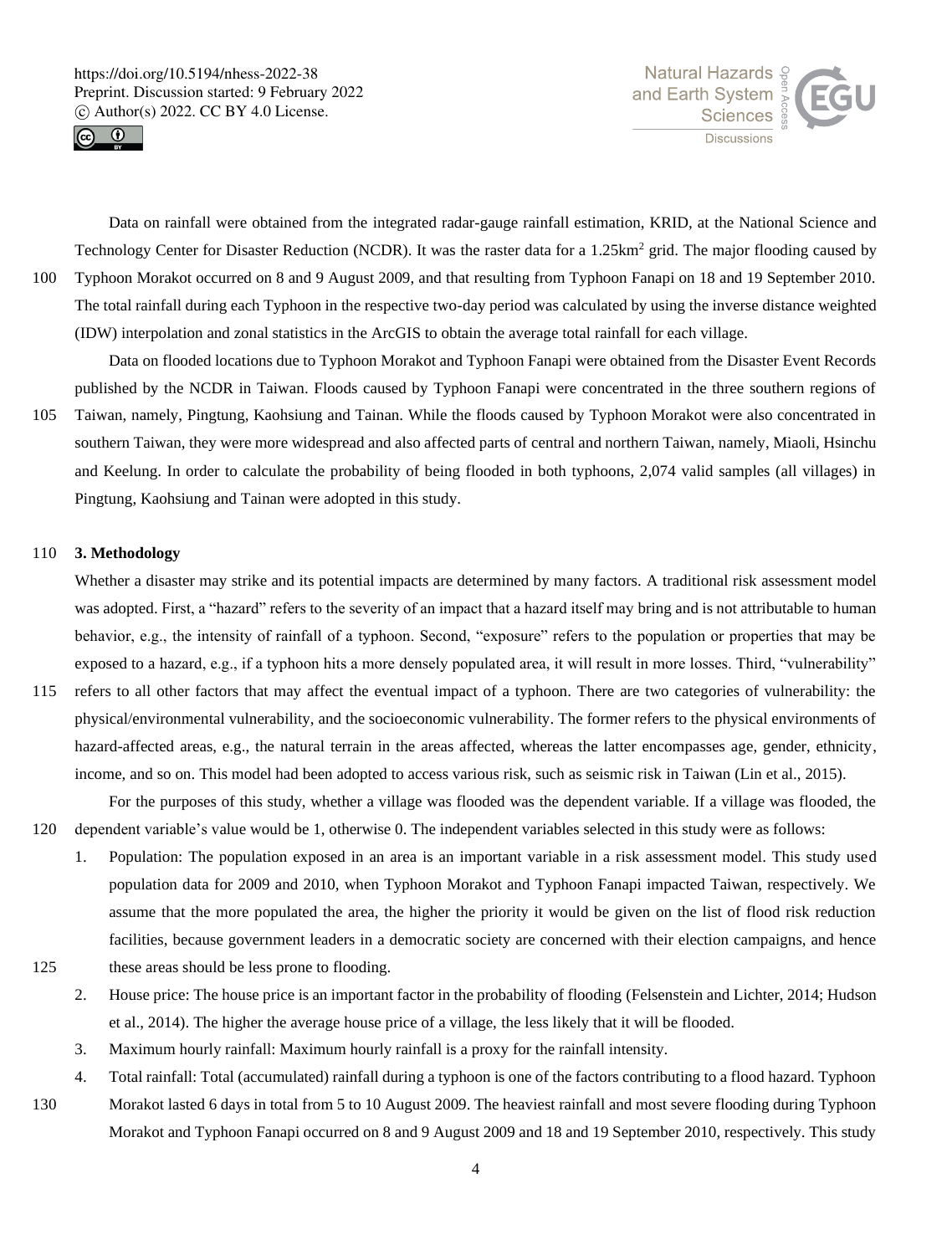Data on rainfall were obtained from the integrated radar-gauge rainfall estimation, KRID, at the National Science and Technology Center for Disaster Reduction (NCDR). It was the raster data for a 1.25km$^2$ grid. The major flooding caused by Typhoon Morakot occurred on 8 and 9 August 2009, and that resulting from Typhoon Fanapi on 18 and 19 September 2010. The total rainfall during each Typhoon in the respective two-day period was calculated by using the inverse distance weighted (IDW) interpolation and zonal statistics in the ArcGIS to obtain the average total rainfall for each village.

Data on flooded locations due to Typhoon Morakot and Typhoon Fanapi were obtained from the Disaster Event Records published by the NCDR in Taiwan. Floods caused by Typhoon Fanapi were concentrated in the three southern regions of Taiwan, namely, Pingtung, Kaohsiung and Tainan. While the floods caused by Typhoon Morakot were also concentrated in southern Taiwan, they were more widespread and also affected parts of central and northern Taiwan, namely, Miaoli, Hsinchu and Keelung. In order to calculate the probability of being flooded in both typhoons, 2,074 valid samples (all villages) in Pingtung, Kaohsiung and Tainan were adopted in this study.

## 3. Methodology

Whether a disaster may strike and its potential impacts are determined by many factors. A traditional risk assessment model was adopted. First, a "hazard" refers to the severity of an impact that a hazard itself may bring and is not attributable to human behavior, e.g., the intensity of rainfall of a typhoon. Second, "exposure" refers to the population or properties that may be exposed to a hazard, e.g., if a typhoon hits a more densely populated area, it will result in more losses. Third, "vulnerability" refers to all other factors that may affect the eventual impact of a typhoon. There are two categories of vulnerability: the physical/environmental vulnerability, and the socioeconomic vulnerability. The former refers to the physical environments of hazard-affected areas, e.g., the natural terrain in the areas affected, whereas the latter encompasses age, gender, ethnicity, income, and so on. This model had been adopted to access various risk, such as seismic risk in Taiwan (Lin et al., 2015).

For the purposes of this study, whether a village was flooded was the dependent variable. If a village was flooded, the dependent variable's value would be 1, otherwise 0. The independent variables selected in this study were as follows:

1. Population: The population exposed in an area is an important variable in a risk assessment model. This study used population data for 2009 and 2010, when Typhoon Morakot and Typhoon Fanapi impacted Taiwan, respectively. We assume that the more populated the area, the higher the priority it would be given on the list of flood risk reduction facilities, because government leaders in a democratic society are concerned with their election campaigns, and hence these areas should be less prone to flooding.
2. House price: The house price is an important factor in the probability of flooding (Felsenstein and Lichter, 2014; Hudson et al., 2014). The higher the average house price of a village, the less likely that it will be flooded.
3. Maximum hourly rainfall: Maximum hourly rainfall is a proxy for the rainfall intensity.
4. Total rainfall: Total (accumulated) rainfall during a typhoon is one of the factors contributing to a flood hazard. Typhoon Morakot lasted 6 days in total from 5 to 10 August 2009. The heaviest rainfall and most severe flooding during Typhoon Morakot and Typhoon Fanapi occurred on 8 and 9 August 2009 and 18 and 19 September 2010, respectively. This study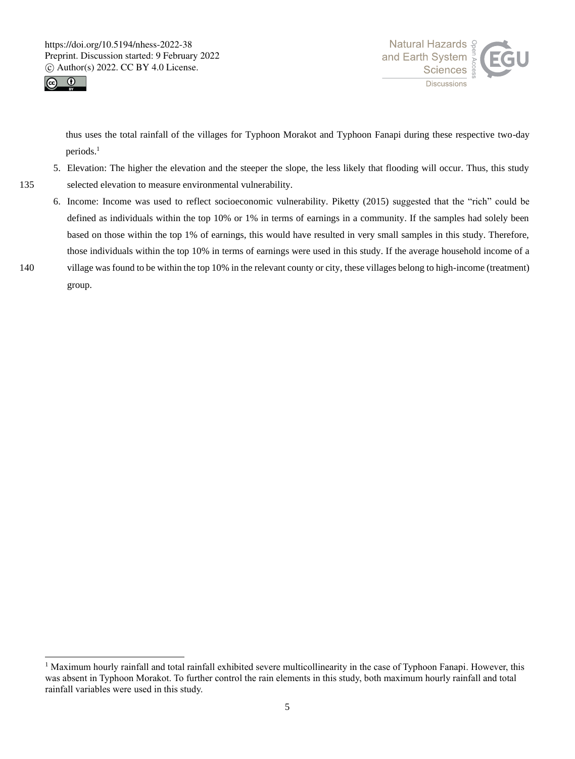thus uses the total rainfall of the villages for Typhoon Morakot and Typhoon Fanapi during these respective two-day periods.[1]

5. Elevation: The higher the elevation and the steeper the slope, the less likely that flooding will occur. Thus, this study selected elevation to measure environmental vulnerability.
6. Income: Income was used to reflect socioeconomic vulnerability. Piketty (2015) suggested that the "rich" could be defined as individuals within the top 10% or 1% in terms of earnings in a community. If the samples had solely been based on those within the top 1% of earnings, this would have resulted in very small samples in this study. Therefore, those individuals within the top 10% in terms of earnings were used in this study. If the average household income of a village was found to be within the top 10% in the relevant county or city, these villages belong to high-income (treatment) group.

---

[1] Maximum hourly rainfall and total rainfall exhibited severe multicollinearity in the case of Typhoon Fanapi. However, this was absent in Typhoon Morakot. To further control the rain elements in this study, both maximum hourly rainfall and total rainfall variables were used in this study.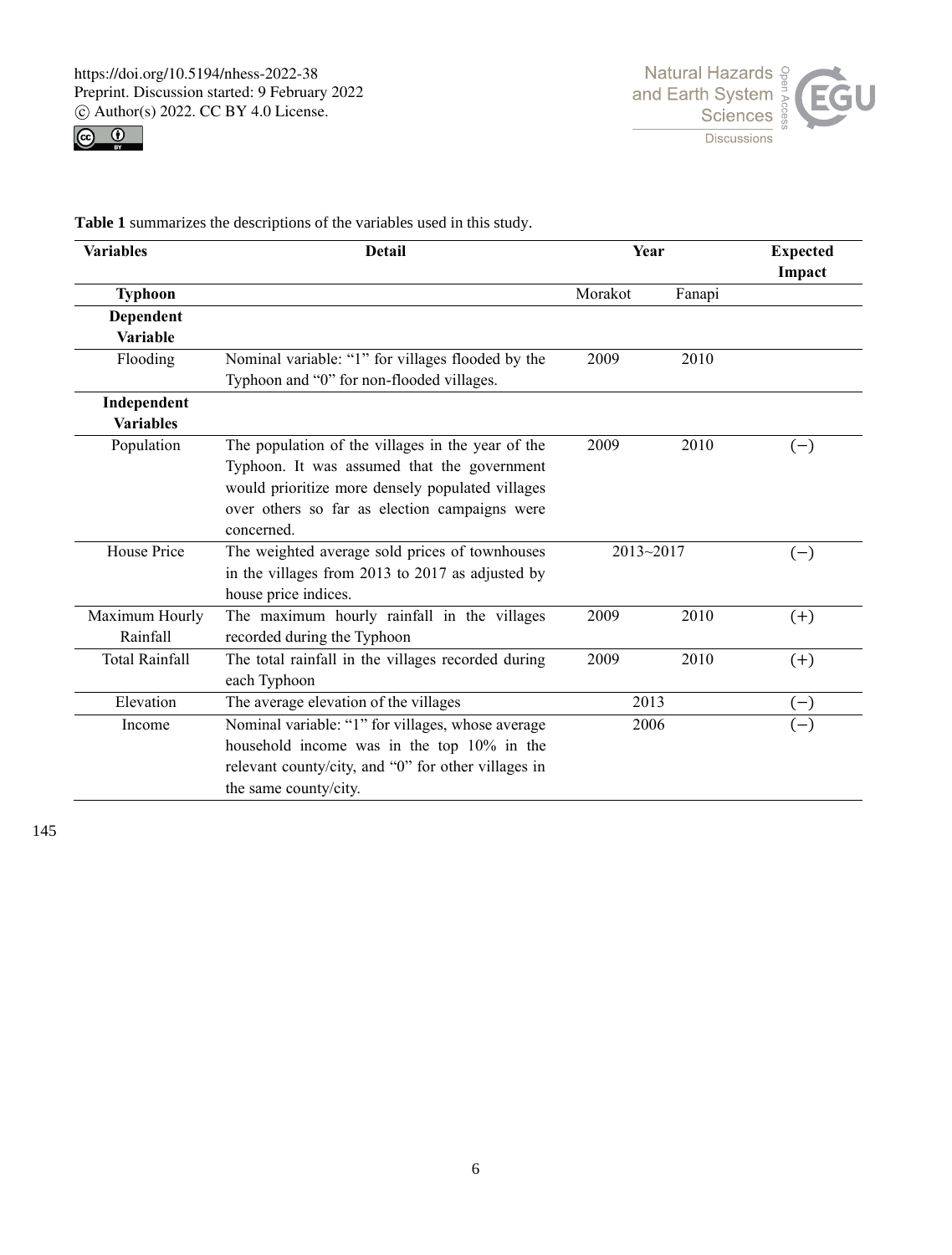**Table 1** summarizes the descriptions of the variables used in this study.

| Variables | Detail | Year | | Expected Impact |
|---|---|---|---|---|
| **Typhoon** | | Morakot | Fanapi | |
| **Dependent Variable** | | | | |
| Flooding | Nominal variable: "1" for villages flooded by the Typhoon and "0" for non-flooded villages. | 2009 | 2010 | |
| **Independent Variables** | | | | |
| Population | The population of the villages in the year of the Typhoon. It was assumed that the government would prioritize more densely populated villages over others so far as election campaigns were concerned. | 2009 | 2010 | (−) |
| House Price | The weighted average sold prices of townhouses in the villages from 2013 to 2017 as adjusted by house price indices. | 2013~2017 | | (−) |
| Maximum Hourly Rainfall | The maximum hourly rainfall in the villages recorded during the Typhoon | 2009 | 2010 | (+) |
| Total Rainfall | The total rainfall in the villages recorded during each Typhoon | 2009 | 2010 | (+) |
| Elevation | The average elevation of the villages | 2013 | | (−) |
| Income | Nominal variable: "1" for villages, whose average household income was in the top 10% in the relevant county/city, and "0" for other villages in the same county/city. | 2006 | | (−) |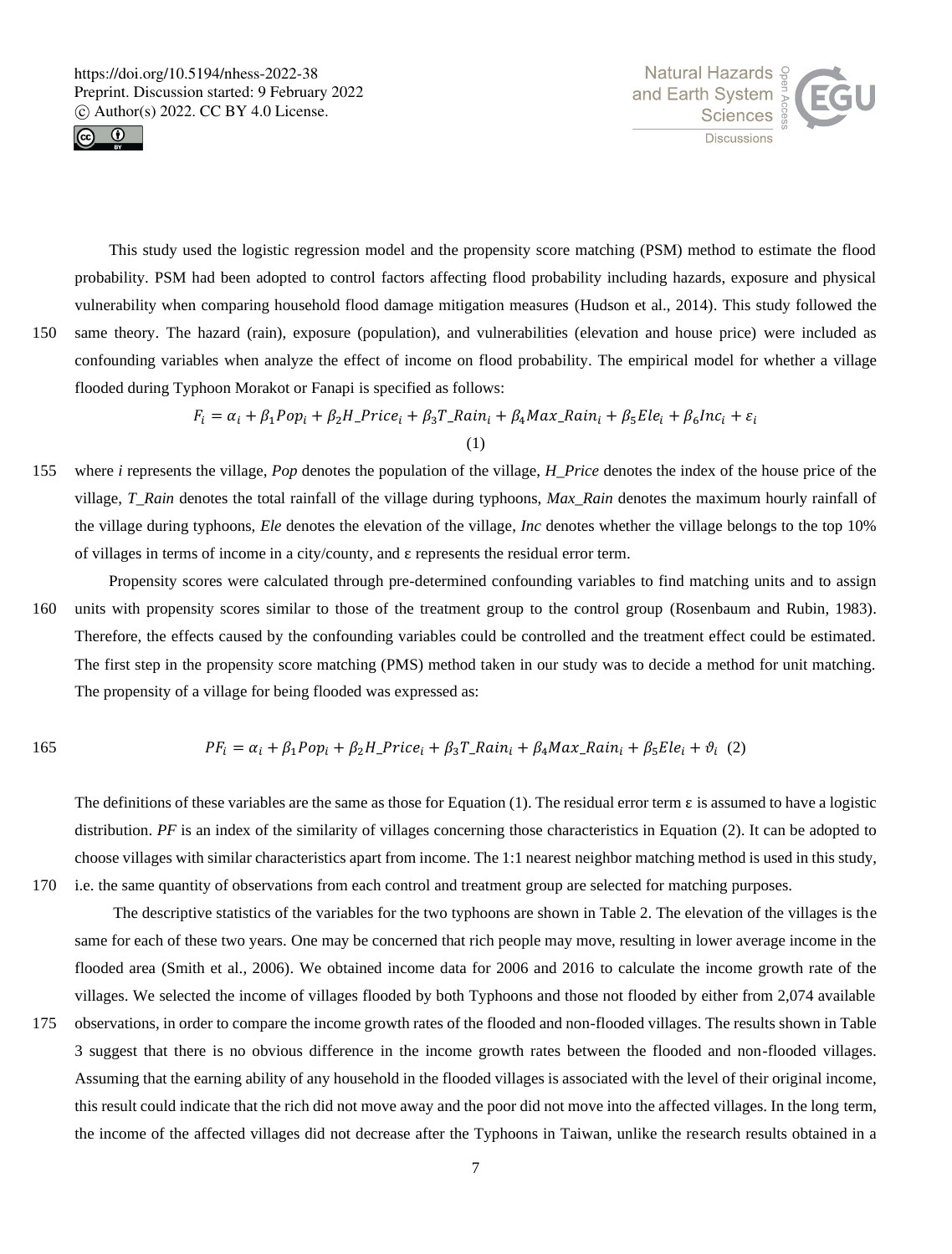This study used the logistic regression model and the propensity score matching (PSM) method to estimate the flood probability. PSM had been adopted to control factors affecting flood probability including hazards, exposure and physical vulnerability when comparing household flood damage mitigation measures (Hudson et al., 2014). This study followed the same theory. The hazard (rain), exposure (population), and vulnerabilities (elevation and house price) were included as confounding variables when analyze the effect of income on flood probability. The empirical model for whether a village flooded during Typhoon Morakot or Fanapi is specified as follows:

$$F_i = \alpha_i + \beta_1 Pop_i + \beta_2 H\_Price_i + \beta_3 T\_Rain_i + \beta_4 Max\_Rain_i + \beta_5 Ele_i + \beta_6 Inc_i + \varepsilon_i \quad (1)$$

where *i* represents the village, *Pop* denotes the population of the village, *H_Price* denotes the index of the house price of the village, *T_Rain* denotes the total rainfall of the village during typhoons, *Max_Rain* denotes the maximum hourly rainfall of the village during typhoons, *Ele* denotes the elevation of the village, *Inc* denotes whether the village belongs to the top 10% of villages in terms of income in a city/county, and ε represents the residual error term.

Propensity scores were calculated through pre-determined confounding variables to find matching units and to assign units with propensity scores similar to those of the treatment group to the control group (Rosenbaum and Rubin, 1983). Therefore, the effects caused by the confounding variables could be controlled and the treatment effect could be estimated. The first step in the propensity score matching (PMS) method taken in our study was to decide a method for unit matching. The propensity of a village for being flooded was expressed as:

$$PF_i = \alpha_i + \beta_1 Pop_i + \beta_2 H\_Price_i + \beta_3 T\_Rain_i + \beta_4 Max\_Rain_i + \beta_5 Ele_i + \vartheta_i \quad (2)$$

The definitions of these variables are the same as those for Equation (1). The residual error term ε is assumed to have a logistic distribution. *PF* is an index of the similarity of villages concerning those characteristics in Equation (2). It can be adopted to choose villages with similar characteristics apart from income. The 1:1 nearest neighbor matching method is used in this study, i.e. the same quantity of observations from each control and treatment group are selected for matching purposes.

The descriptive statistics of the variables for the two typhoons are shown in Table 2. The elevation of the villages is the same for each of these two years. One may be concerned that rich people may move, resulting in lower average income in the flooded area (Smith et al., 2006). We obtained income data for 2006 and 2016 to calculate the income growth rate of the villages. We selected the income of villages flooded by both Typhoons and those not flooded by either from 2,074 available observations, in order to compare the income growth rates of the flooded and non-flooded villages. The results shown in Table 3 suggest that there is no obvious difference in the income growth rates between the flooded and non-flooded villages. Assuming that the earning ability of any household in the flooded villages is associated with the level of their original income, this result could indicate that the rich did not move away and the poor did not move into the affected villages. In the long term, the income of the affected villages did not decrease after the Typhoons in Taiwan, unlike the research results obtained in a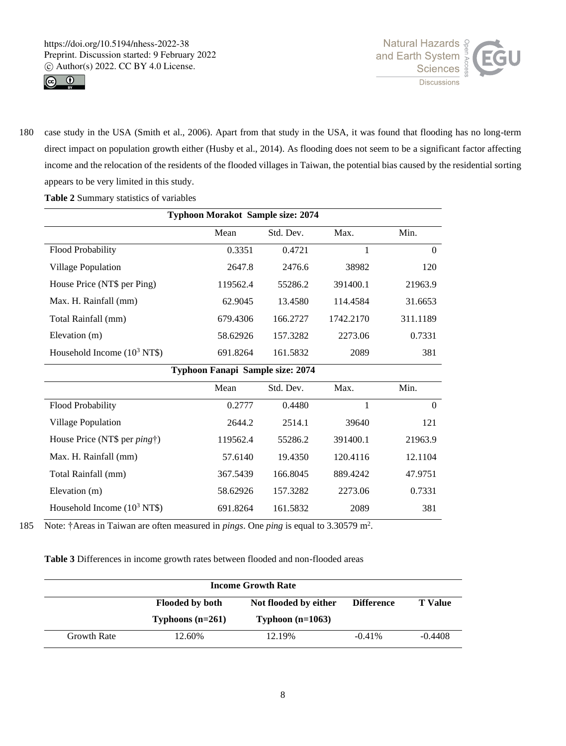case study in the USA (Smith et al., 2006). Apart from that study in the USA, it was found that flooding has no long-term direct impact on population growth either (Husby et al., 2014). As flooding does not seem to be a significant factor affecting income and the relocation of the residents of the flooded villages in Taiwan, the potential bias caused by the residential sorting appears to be very limited in this study.

**Table 2** Summary statistics of variables

| **Typhoon Morakot Sample size: 2074** | | | | |
|---|---|---|---|---|
| | Mean | Std. Dev. | Max. | Min. |
| Flood Probability | 0.3351 | 0.4721 | 1 | 0 |
| Village Population | 2647.8 | 2476.6 | 38982 | 120 |
| House Price (NT$ per Ping) | 119562.4 | 55286.2 | 391400.1 | 21963.9 |
| Max. H. Rainfall (mm) | 62.9045 | 13.4580 | 114.4584 | 31.6653 |
| Total Rainfall (mm) | 679.4306 | 166.2727 | 1742.2170 | 311.1189 |
| Elevation (m) | 58.62926 | 157.3282 | 2273.06 | 0.7331 |
| Household Income ($10^3$ NT$) | 691.8264 | 161.5832 | 2089 | 381 |
| **Typhoon Fanapi Sample size: 2074** | | | | |
| | Mean | Std. Dev. | Max. | Min. |
| Flood Probability | 0.2777 | 0.4480 | 1 | 0 |
| Village Population | 2644.2 | 2514.1 | 39640 | 121 |
| House Price (NT$ per *ping*†) | 119562.4 | 55286.2 | 391400.1 | 21963.9 |
| Max. H. Rainfall (mm) | 57.6140 | 19.4350 | 120.4116 | 12.1104 |
| Total Rainfall (mm) | 367.5439 | 166.8045 | 889.4242 | 47.9751 |
| Elevation (m) | 58.62926 | 157.3282 | 2273.06 | 0.7331 |
| Household Income ($10^3$ NT$) | 691.8264 | 161.5832 | 2089 | 381 |

Note: †Areas in Taiwan are often measured in *pings*. One *ping* is equal to 3.30579 m$^2$.

**Table 3** Differences in income growth rates between flooded and non-flooded areas

| **Income Growth Rate** | | | | |
|---|---|---|---|---|
| | **Flooded by both Typhoons (n=261)** | **Not flooded by either Typhoon (n=1063)** | **Difference** | **T Value** |
| Growth Rate | 12.60% | 12.19% | -0.41% | -0.4408 |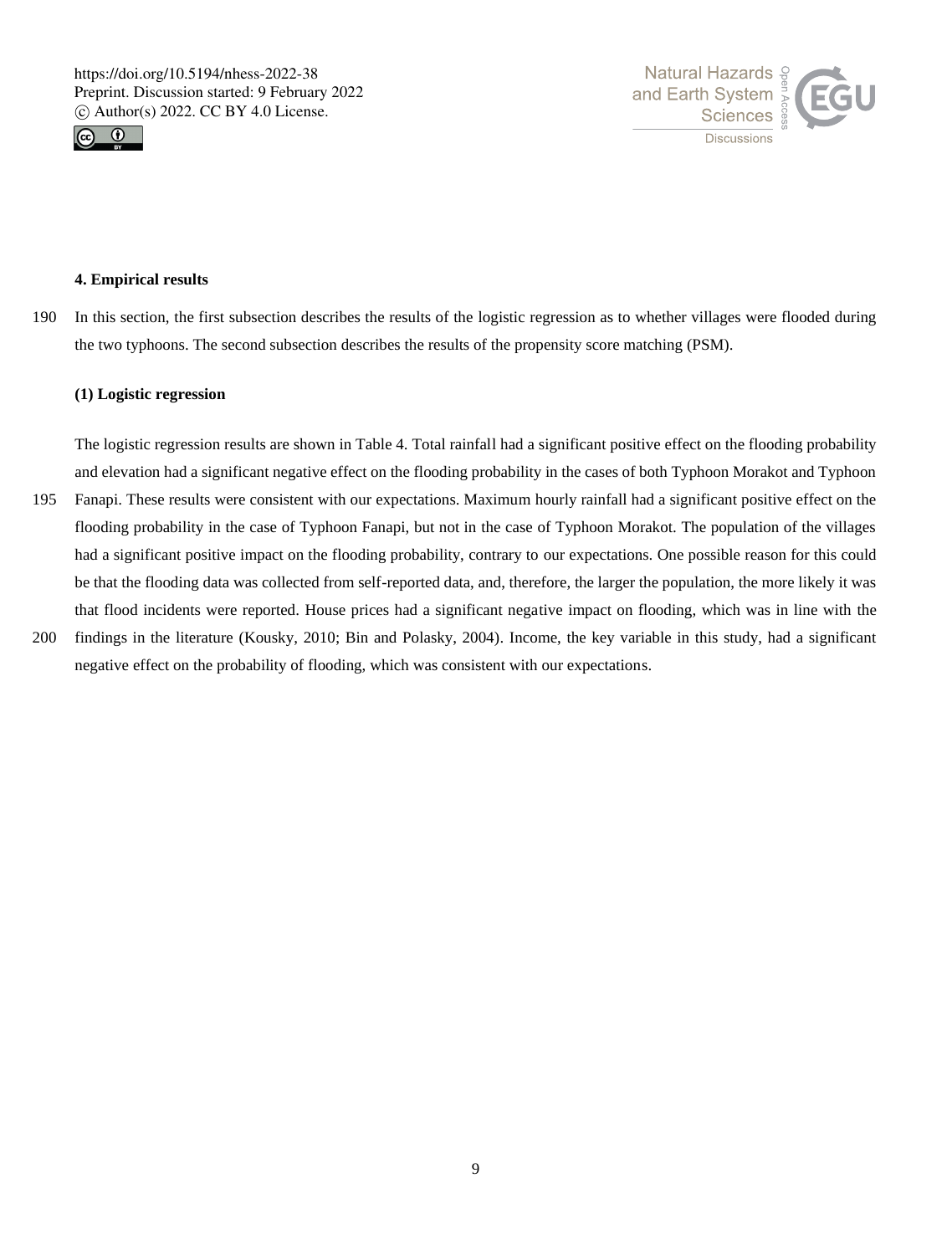## 4. Empirical results

In this section, the first subsection describes the results of the logistic regression as to whether villages were flooded during the two typhoons. The second subsection describes the results of the propensity score matching (PSM).

### (1) Logistic regression

The logistic regression results are shown in Table 4. Total rainfall had a significant positive effect on the flooding probability and elevation had a significant negative effect on the flooding probability in the cases of both Typhoon Morakot and Typhoon Fanapi. These results were consistent with our expectations. Maximum hourly rainfall had a significant positive effect on the flooding probability in the case of Typhoon Fanapi, but not in the case of Typhoon Morakot. The population of the villages had a significant positive impact on the flooding probability, contrary to our expectations. One possible reason for this could be that the flooding data was collected from self-reported data, and, therefore, the larger the population, the more likely it was that flood incidents were reported. House prices had a significant negative impact on flooding, which was in line with the findings in the literature (Kousky, 2010; Bin and Polasky, 2004). Income, the key variable in this study, had a significant negative effect on the probability of flooding, which was consistent with our expectations.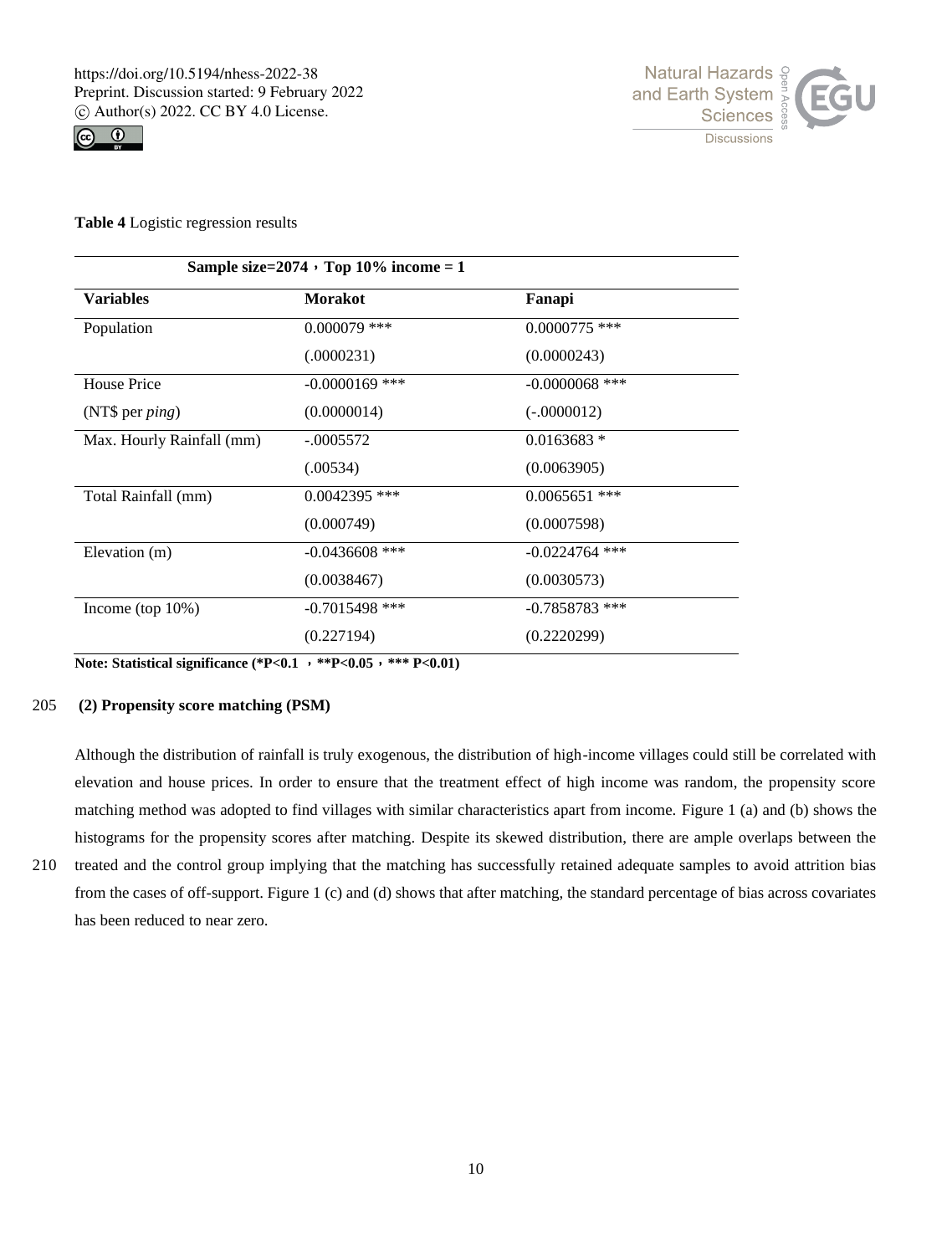**Table 4** Logistic regression results

| Sample size=2074，Top 10% income = 1 | | |
|---|---|---|
| **Variables** | **Morakot** | **Fanapi** |
| Population | 0.000079 *** | 0.0000775 *** |
| | (.0000231) | (0.0000243) |
| House Price | -0.0000169 *** | -0.0000068 *** |
| (NT$ per *ping*) | (0.0000014) | (-.0000012) |
| Max. Hourly Rainfall (mm) | -.0005572 | 0.0163683 * |
| | (.00534) | (0.0063905) |
| Total Rainfall (mm) | 0.0042395 *** | 0.0065651 *** |
| | (0.000749) | (0.0007598) |
| Elevation (m) | -0.0436608 *** | -0.0224764 *** |
| | (0.0038467) | (0.0030573) |
| Income (top 10%) | -0.7015498 *** | -0.7858783 *** |
| | (0.227194) | (0.2220299) |

**Note: Statistical significance (*P<0.1 ，**P<0.05，*** P<0.01)**

**(2) Propensity score matching (PSM)**

Although the distribution of rainfall is truly exogenous, the distribution of high-income villages could still be correlated with elevation and house prices. In order to ensure that the treatment effect of high income was random, the propensity score matching method was adopted to find villages with similar characteristics apart from income. Figure 1 (a) and (b) shows the histograms for the propensity scores after matching. Despite its skewed distribution, there are ample overlaps between the treated and the control group implying that the matching has successfully retained adequate samples to avoid attrition bias from the cases of off-support. Figure 1 (c) and (d) shows that after matching, the standard percentage of bias across covariates has been reduced to near zero.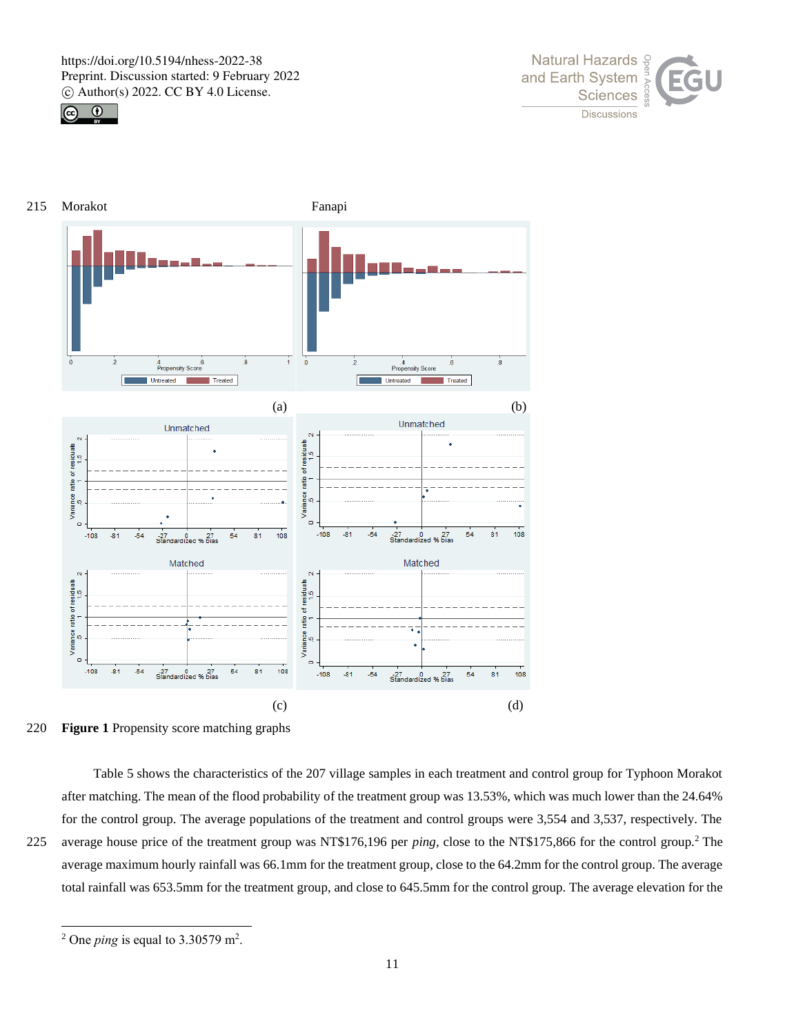Morakot Fanapi

(a) (b)

(c) (d)

**Figure 1** Propensity score matching graphs

Table 5 shows the characteristics of the 207 village samples in each treatment and control group for Typhoon Morakot after matching. The mean of the flood probability of the treatment group was 13.53%, which was much lower than the 24.64% for the control group. The average populations of the treatment and control groups were 3,554 and 3,537, respectively. The average house price of the treatment group was NT$176,196 per *ping*, close to the NT$175,866 for the control group.[2] The average maximum hourly rainfall was 66.1mm for the treatment group, close to the 64.2mm for the control group. The average total rainfall was 653.5mm for the treatment group, and close to 645.5mm for the control group. The average elevation for the

---

[2] One *ping* is equal to 3.30579 m$^2$.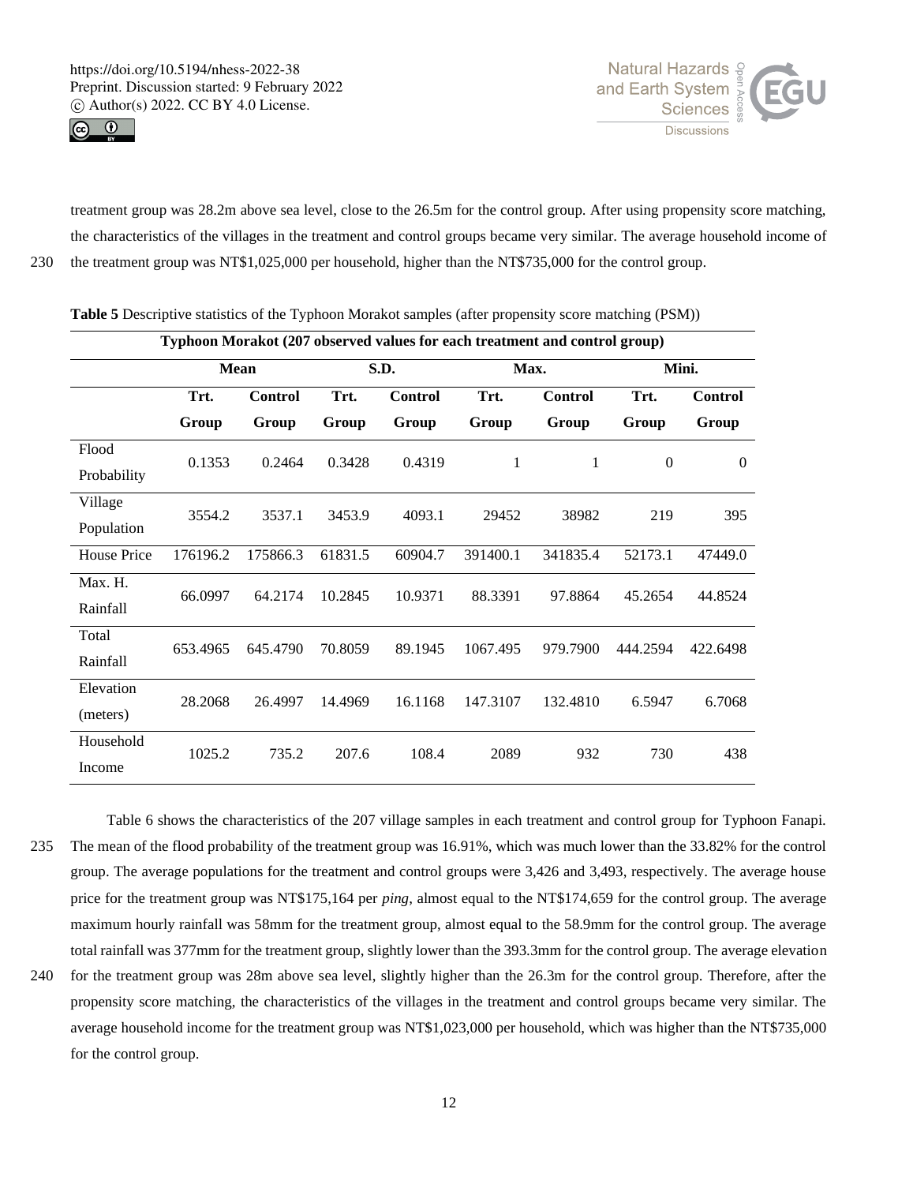treatment group was 28.2m above sea level, close to the 26.5m for the control group. After using propensity score matching, the characteristics of the villages in the treatment and control groups became very similar. The average household income of the treatment group was NT$1,025,000 per household, higher than the NT$735,000 for the control group.

**Table 5** Descriptive statistics of the Typhoon Morakot samples (after propensity score matching (PSM))

| Typhoon Morakot (207 observed values for each treatment and control group) | | | | | | | | |
|---|---|---|---|---|---|---|---|---|
| | Mean | | S.D. | | Max. | | Mini. | |
| | Trt. Group | Control Group | Trt. Group | Control Group | Trt. Group | Control Group | Trt. Group | Control Group |
| Flood Probability | 0.1353 | 0.2464 | 0.3428 | 0.4319 | 1 | 1 | 0 | 0 |
| Village Population | 3554.2 | 3537.1 | 3453.9 | 4093.1 | 29452 | 38982 | 219 | 395 |
| House Price | 176196.2 | 175866.3 | 61831.5 | 60904.7 | 391400.1 | 341835.4 | 52173.1 | 47449.0 |
| Max. H. Rainfall | 66.0997 | 64.2174 | 10.2845 | 10.9371 | 88.3391 | 97.8864 | 45.2654 | 44.8524 |
| Total Rainfall | 653.4965 | 645.4790 | 70.8059 | 89.1945 | 1067.495 | 979.7900 | 444.2594 | 422.6498 |
| Elevation (meters) | 28.2068 | 26.4997 | 14.4969 | 16.1168 | 147.3107 | 132.4810 | 6.5947 | 6.7068 |
| Household Income | 1025.2 | 735.2 | 207.6 | 108.4 | 2089 | 932 | 730 | 438 |

Table 6 shows the characteristics of the 207 village samples in each treatment and control group for Typhoon Fanapi. The mean of the flood probability of the treatment group was 16.91%, which was much lower than the 33.82% for the control group. The average populations for the treatment and control groups were 3,426 and 3,493, respectively. The average house price for the treatment group was NT$175,164 per *ping*, almost equal to the NT$174,659 for the control group. The average maximum hourly rainfall was 58mm for the treatment group, almost equal to the 58.9mm for the control group. The average total rainfall was 377mm for the treatment group, slightly lower than the 393.3mm for the control group. The average elevation for the treatment group was 28m above sea level, slightly higher than the 26.3m for the control group. Therefore, after the propensity score matching, the characteristics of the villages in the treatment and control groups became very similar. The average household income for the treatment group was NT$1,023,000 per household, which was higher than the NT$735,000 for the control group.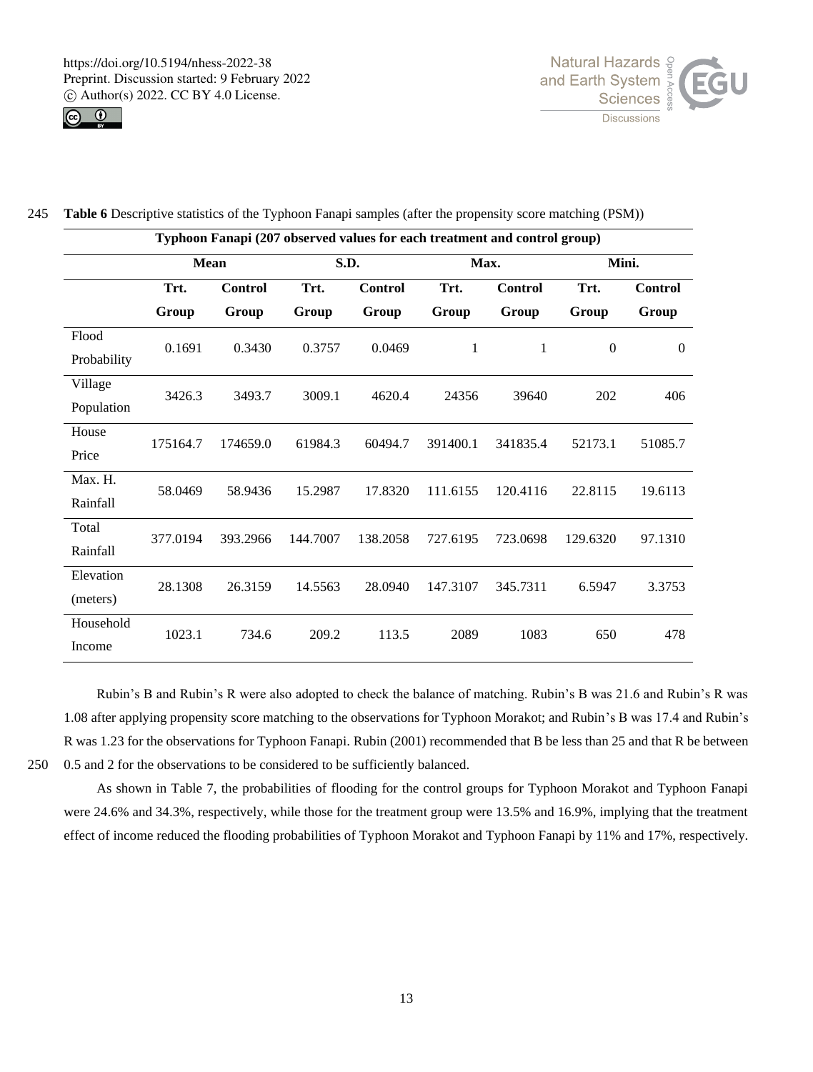**Table 6** Descriptive statistics of the Typhoon Fanapi samples (after the propensity score matching (PSM))

| Typhoon Fanapi (207 observed values for each treatment and control group) | | | | | | | | |
|---|---|---|---|---|---|---|---|---|
| | Mean | | S.D. | | Max. | | Mini. | |
| | Trt. Group | Control Group | Trt. Group | Control Group | Trt. Group | Control Group | Trt. Group | Control Group |
| Flood Probability | 0.1691 | 0.3430 | 0.3757 | 0.0469 | 1 | 1 | 0 | 0 |
| Village Population | 3426.3 | 3493.7 | 3009.1 | 4620.4 | 24356 | 39640 | 202 | 406 |
| House Price | 175164.7 | 174659.0 | 61984.3 | 60494.7 | 391400.1 | 341835.4 | 52173.1 | 51085.7 |
| Max. H. Rainfall | 58.0469 | 58.9436 | 15.2987 | 17.8320 | 111.6155 | 120.4116 | 22.8115 | 19.6113 |
| Total Rainfall | 377.0194 | 393.2966 | 144.7007 | 138.2058 | 727.6195 | 723.0698 | 129.6320 | 97.1310 |
| Elevation (meters) | 28.1308 | 26.3159 | 14.5563 | 28.0940 | 147.3107 | 345.7311 | 6.5947 | 3.3753 |
| Household Income | 1023.1 | 734.6 | 209.2 | 113.5 | 2089 | 1083 | 650 | 478 |

Rubin's B and Rubin's R were also adopted to check the balance of matching. Rubin's B was 21.6 and Rubin's R was 1.08 after applying propensity score matching to the observations for Typhoon Morakot; and Rubin's B was 17.4 and Rubin's R was 1.23 for the observations for Typhoon Fanapi. Rubin (2001) recommended that B be less than 25 and that R be between 0.5 and 2 for the observations to be considered to be sufficiently balanced.

As shown in Table 7, the probabilities of flooding for the control groups for Typhoon Morakot and Typhoon Fanapi were 24.6% and 34.3%, respectively, while those for the treatment group were 13.5% and 16.9%, implying that the treatment effect of income reduced the flooding probabilities of Typhoon Morakot and Typhoon Fanapi by 11% and 17%, respectively.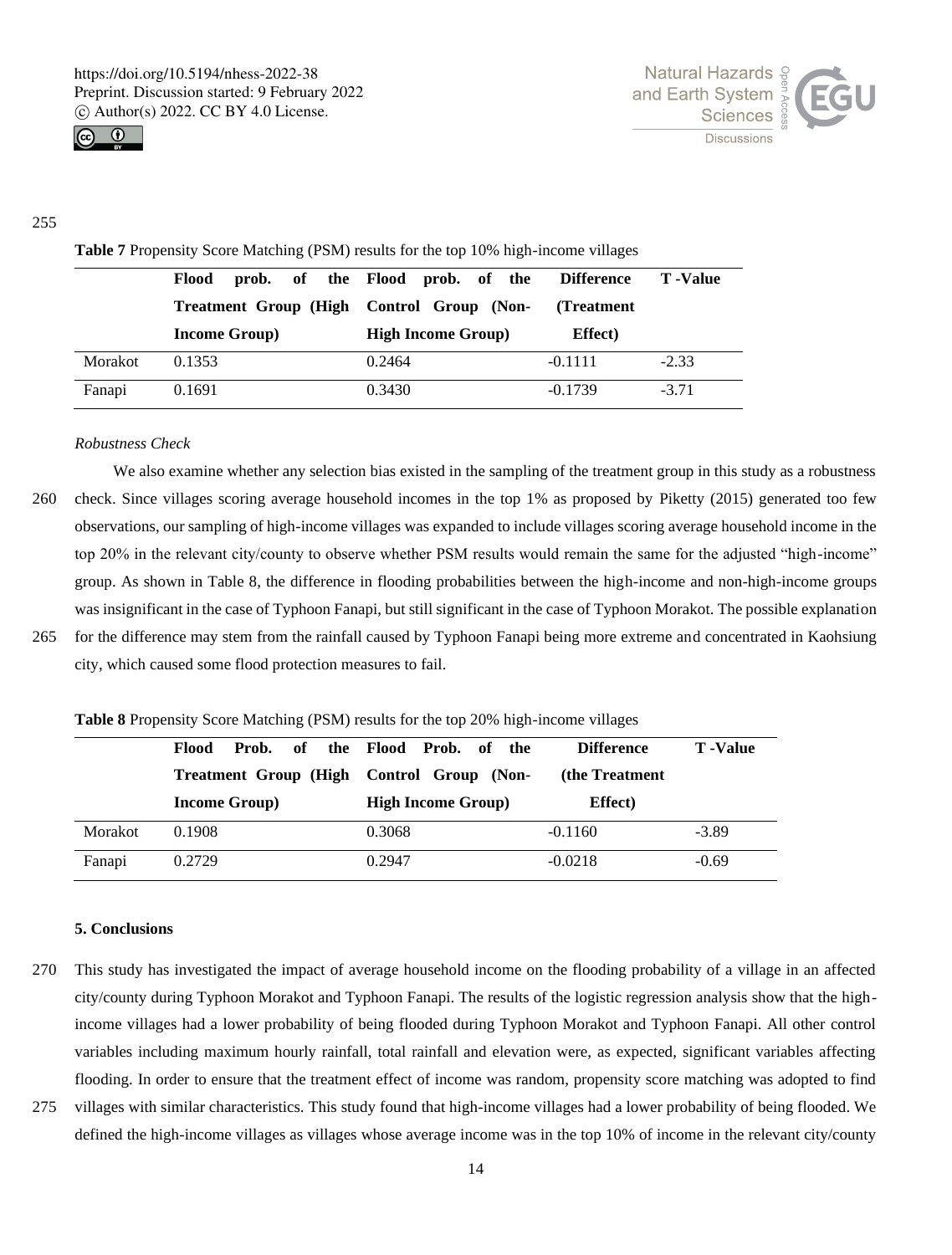**Table 7** Propensity Score Matching (PSM) results for the top 10% high-income villages

| | Flood prob. of the Treatment Group (High Income Group) | Flood prob. of the Control Group (Non-High Income Group) | Difference (Treatment Effect) | T -Value |
|---|---|---|---|---|
| Morakot | 0.1353 | 0.2464 | -0.1111 | -2.33 |
| Fanapi | 0.1691 | 0.3430 | -0.1739 | -3.71 |

*Robustness Check*

We also examine whether any selection bias existed in the sampling of the treatment group in this study as a robustness check. Since villages scoring average household incomes in the top 1% as proposed by Piketty (2015) generated too few observations, our sampling of high-income villages was expanded to include villages scoring average household income in the top 20% in the relevant city/county to observe whether PSM results would remain the same for the adjusted "high-income" group. As shown in Table 8, the difference in flooding probabilities between the high-income and non-high-income groups was insignificant in the case of Typhoon Fanapi, but still significant in the case of Typhoon Morakot. The possible explanation for the difference may stem from the rainfall caused by Typhoon Fanapi being more extreme and concentrated in Kaohsiung city, which caused some flood protection measures to fail.

**Table 8** Propensity Score Matching (PSM) results for the top 20% high-income villages

| | Flood Prob. of the Treatment Group (High Income Group) | Flood Prob. of the Control Group (Non-High Income Group) | Difference (the Treatment Effect) | T -Value |
|---|---|---|---|---|
| Morakot | 0.1908 | 0.3068 | -0.1160 | -3.89 |
| Fanapi | 0.2729 | 0.2947 | -0.0218 | -0.69 |

## 5. Conclusions

This study has investigated the impact of average household income on the flooding probability of a village in an affected city/county during Typhoon Morakot and Typhoon Fanapi. The results of the logistic regression analysis show that the high-income villages had a lower probability of being flooded during Typhoon Morakot and Typhoon Fanapi. All other control variables including maximum hourly rainfall, total rainfall and elevation were, as expected, significant variables affecting flooding. In order to ensure that the treatment effect of income was random, propensity score matching was adopted to find villages with similar characteristics. This study found that high-income villages had a lower probability of being flooded. We defined the high-income villages as villages whose average income was in the top 10% of income in the relevant city/county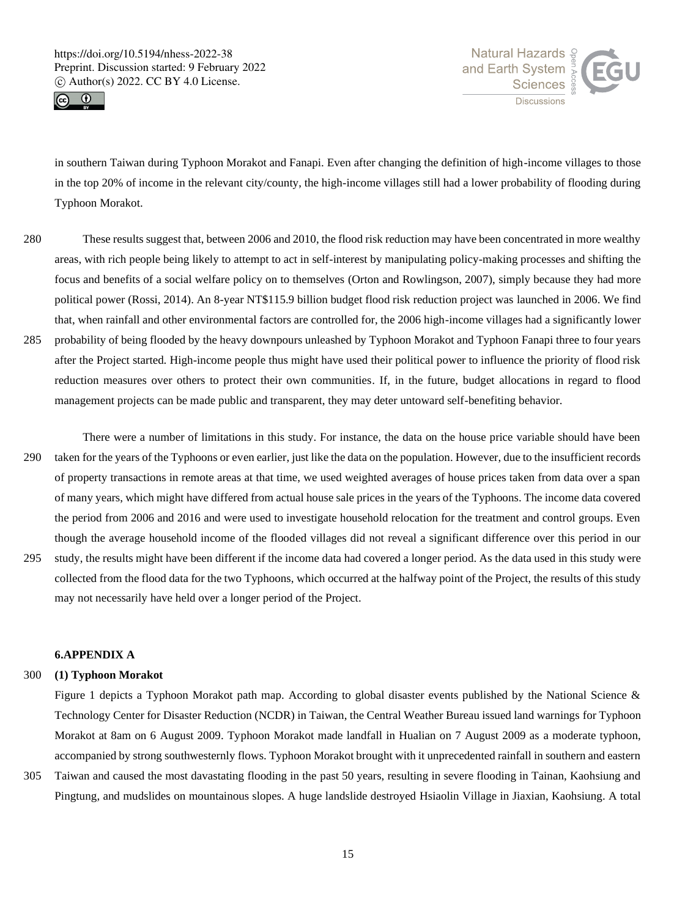in southern Taiwan during Typhoon Morakot and Fanapi. Even after changing the definition of high-income villages to those in the top 20% of income in the relevant city/county, the high-income villages still had a lower probability of flooding during Typhoon Morakot.

These results suggest that, between 2006 and 2010, the flood risk reduction may have been concentrated in more wealthy areas, with rich people being likely to attempt to act in self-interest by manipulating policy-making processes and shifting the focus and benefits of a social welfare policy on to themselves (Orton and Rowlingson, 2007), simply because they had more political power (Rossi, 2014). An 8-year NT$115.9 billion budget flood risk reduction project was launched in 2006. We find that, when rainfall and other environmental factors are controlled for, the 2006 high-income villages had a significantly lower probability of being flooded by the heavy downpours unleashed by Typhoon Morakot and Typhoon Fanapi three to four years after the Project started. High-income people thus might have used their political power to influence the priority of flood risk reduction measures over others to protect their own communities. If, in the future, budget allocations in regard to flood management projects can be made public and transparent, they may deter untoward self-benefiting behavior.

There were a number of limitations in this study. For instance, the data on the house price variable should have been taken for the years of the Typhoons or even earlier, just like the data on the population. However, due to the insufficient records of property transactions in remote areas at that time, we used weighted averages of house prices taken from data over a span of many years, which might have differed from actual house sale prices in the years of the Typhoons. The income data covered the period from 2006 and 2016 and were used to investigate household relocation for the treatment and control groups. Even though the average household income of the flooded villages did not reveal a significant difference over this period in our study, the results might have been different if the income data had covered a longer period. As the data used in this study were collected from the flood data for the two Typhoons, which occurred at the halfway point of the Project, the results of this study may not necessarily have held over a longer period of the Project.

## 6.APPENDIX A

### (1) Typhoon Morakot

Figure 1 depicts a Typhoon Morakot path map. According to global disaster events published by the National Science & Technology Center for Disaster Reduction (NCDR) in Taiwan, the Central Weather Bureau issued land warnings for Typhoon Morakot at 8am on 6 August 2009. Typhoon Morakot made landfall in Hualian on 7 August 2009 as a moderate typhoon, accompanied by strong southwesternly flows. Typhoon Morakot brought with it unprecedented rainfall in southern and eastern Taiwan and caused the most davastating flooding in the past 50 years, resulting in severe flooding in Tainan, Kaohsiung and Pingtung, and mudslides on mountainous slopes. A huge landslide destroyed Hsiaolin Village in Jiaxian, Kaohsiung. A total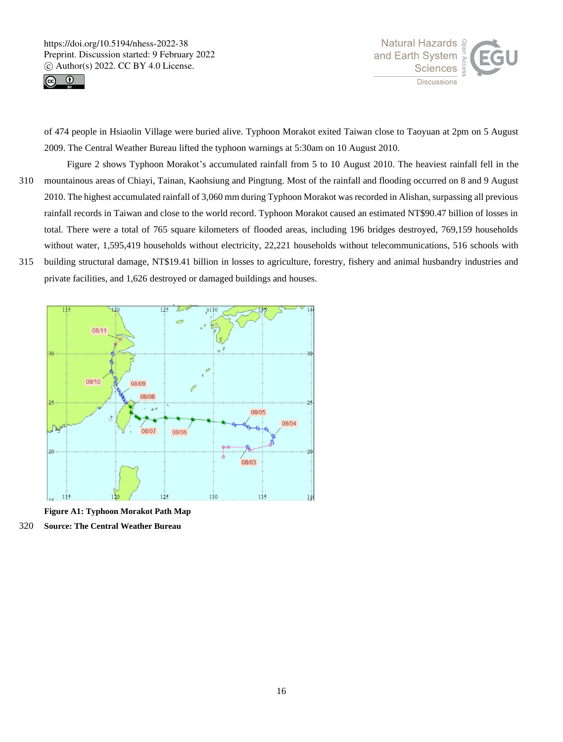of 474 people in Hsiaolin Village were buried alive. Typhoon Morakot exited Taiwan close to Taoyuan at 2pm on 5 August 2009. The Central Weather Bureau lifted the typhoon warnings at 5:30am on 10 August 2010.

Figure 2 shows Typhoon Morakot's accumulated rainfall from 5 to 10 August 2010. The heaviest rainfall fell in the mountainous areas of Chiayi, Tainan, Kaohsiung and Pingtung. Most of the rainfall and flooding occurred on 8 and 9 August 2010. The highest accumulated rainfall of 3,060 mm during Typhoon Morakot was recorded in Alishan, surpassing all previous rainfall records in Taiwan and close to the world record. Typhoon Morakot caused an estimated NT$90.47 billion of losses in total. There were a total of 765 square kilometers of flooded areas, including 196 bridges destroyed, 769,159 households without water, 1,595,419 households without electricity, 22,221 households without telecommunications, 516 schools with building structural damage, NT$19.41 billion in losses to agriculture, forestry, fishery and animal husbandry industries and private facilities, and 1,626 destroyed or damaged buildings and houses.

**Figure A1: Typhoon Morakot Path Map**

**Source: The Central Weather Bureau**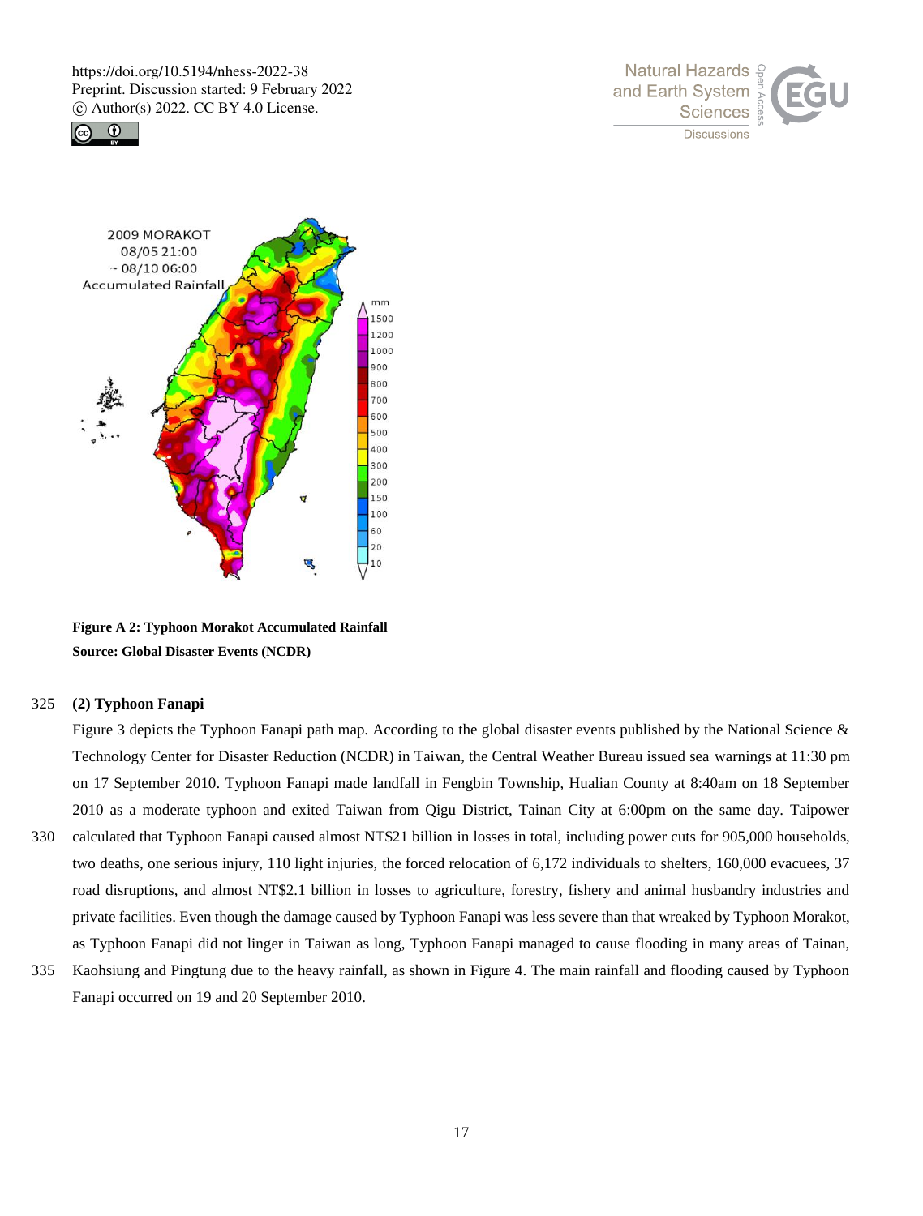**Figure A 2: Typhoon Morakot Accumulated Rainfall**
**Source: Global Disaster Events (NCDR)**

**(2) Typhoon Fanapi**

Figure 3 depicts the Typhoon Fanapi path map. According to the global disaster events published by the National Science & Technology Center for Disaster Reduction (NCDR) in Taiwan, the Central Weather Bureau issued sea warnings at 11:30 pm on 17 September 2010. Typhoon Fanapi made landfall in Fengbin Township, Hualian County at 8:40am on 18 September 2010 as a moderate typhoon and exited Taiwan from Qigu District, Tainan City at 6:00pm on the same day. Taipower calculated that Typhoon Fanapi caused almost NT$21 billion in losses in total, including power cuts for 905,000 households, two deaths, one serious injury, 110 light injuries, the forced relocation of 6,172 individuals to shelters, 160,000 evacuees, 37 road disruptions, and almost NT$2.1 billion in losses to agriculture, forestry, fishery and animal husbandry industries and private facilities. Even though the damage caused by Typhoon Fanapi was less severe than that wreaked by Typhoon Morakot, as Typhoon Fanapi did not linger in Taiwan as long, Typhoon Fanapi managed to cause flooding in many areas of Tainan, Kaohsiung and Pingtung due to the heavy rainfall, as shown in Figure 4. The main rainfall and flooding caused by Typhoon Fanapi occurred on 19 and 20 September 2010.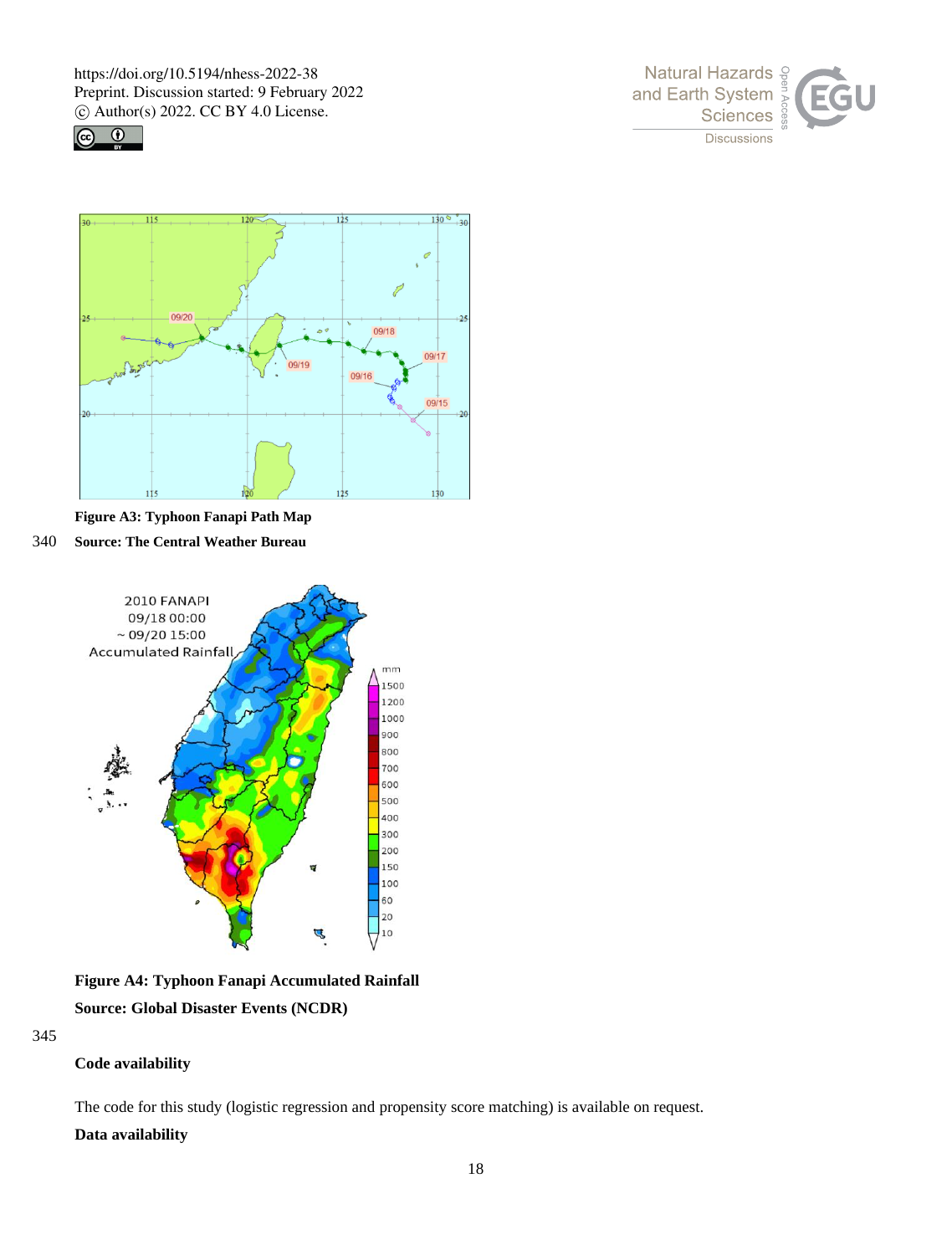**Figure A3: Typhoon Fanapi Path Map**

**Source: The Central Weather Bureau**

**Figure A4: Typhoon Fanapi Accumulated Rainfall**

**Source: Global Disaster Events (NCDR)**

## Code availability

The code for this study (logistic regression and propensity score matching) is available on request.

## Data availability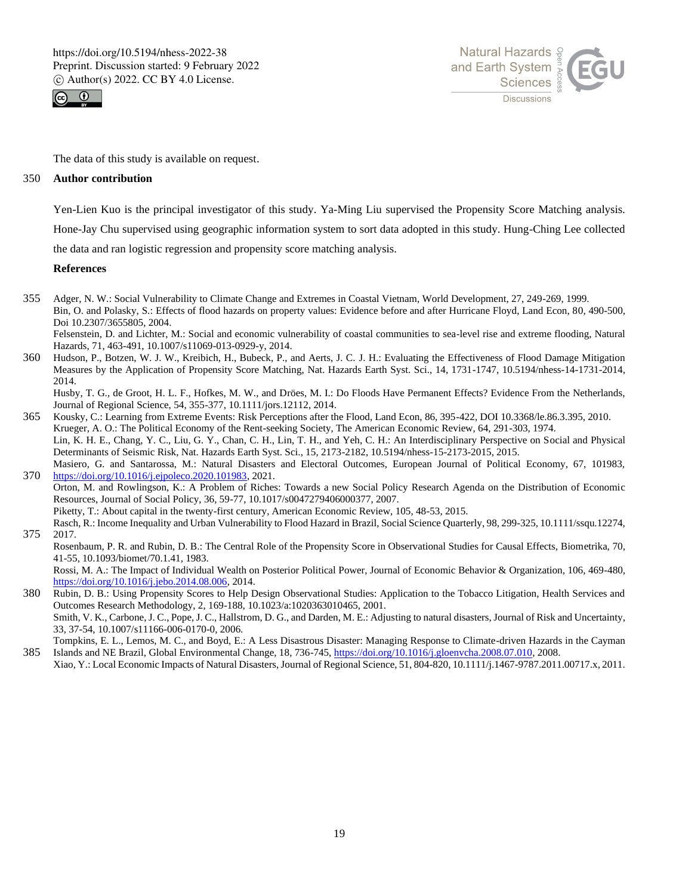The data of this study is available on request.

## Author contribution

Yen-Lien Kuo is the principal investigator of this study. Ya-Ming Liu supervised the Propensity Score Matching analysis. Hone-Jay Chu supervised using geographic information system to sort data adopted in this study. Hung-Ching Lee collected the data and ran logistic regression and propensity score matching analysis.

## References

Adger, N. W.: Social Vulnerability to Climate Change and Extremes in Coastal Vietnam, World Development, 27, 249-269, 1999.

Bin, O. and Polasky, S.: Effects of flood hazards on property values: Evidence before and after Hurricane Floyd, Land Econ, 80, 490-500, Doi 10.2307/3655805, 2004.

Felsenstein, D. and Lichter, M.: Social and economic vulnerability of coastal communities to sea-level rise and extreme flooding, Natural Hazards, 71, 463-491, 10.1007/s11069-013-0929-y, 2014.

Hudson, P., Botzen, W. J. W., Kreibich, H., Bubeck, P., and Aerts, J. C. J. H.: Evaluating the Effectiveness of Flood Damage Mitigation Measures by the Application of Propensity Score Matching, Nat. Hazards Earth Syst. Sci., 14, 1731-1747, 10.5194/nhess-14-1731-2014, 2014.

Husby, T. G., de Groot, H. L. F., Hofkes, M. W., and Dröes, M. I.: Do Floods Have Permanent Effects? Evidence From the Netherlands, Journal of Regional Science, 54, 355-377, 10.1111/jors.12112, 2014.

Kousky, C.: Learning from Extreme Events: Risk Perceptions after the Flood, Land Econ, 86, 395-422, DOI 10.3368/le.86.3.395, 2010.

Krueger, A. O.: The Political Economy of the Rent-seeking Society, The American Economic Review, 64, 291-303, 1974.

Lin, K. H. E., Chang, Y. C., Liu, G. Y., Chan, C. H., Lin, T. H., and Yeh, C. H.: An Interdisciplinary Perspective on Social and Physical Determinants of Seismic Risk, Nat. Hazards Earth Syst. Sci., 15, 2173-2182, 10.5194/nhess-15-2173-2015, 2015.

Masiero, G. and Santarossa, M.: Natural Disasters and Electoral Outcomes, European Journal of Political Economy, 67, 101983, https://doi.org/10.1016/j.ejpoleco.2020.101983, 2021.

Orton, M. and Rowlingson, K.: A Problem of Riches: Towards a new Social Policy Research Agenda on the Distribution of Economic Resources, Journal of Social Policy, 36, 59-77, 10.1017/s0047279406000377, 2007.

Piketty, T.: About capital in the twenty-first century, American Economic Review, 105, 48-53, 2015.

Rasch, R.: Income Inequality and Urban Vulnerability to Flood Hazard in Brazil, Social Science Quarterly, 98, 299-325, 10.1111/ssqu.12274, 2017.

Rosenbaum, P. R. and Rubin, D. B.: The Central Role of the Propensity Score in Observational Studies for Causal Effects, Biometrika, 70, 41-55, 10.1093/biomet/70.1.41, 1983.

Rossi, M. A.: The Impact of Individual Wealth on Posterior Political Power, Journal of Economic Behavior & Organization, 106, 469-480, https://doi.org/10.1016/j.jebo.2014.08.006, 2014.

Rubin, D. B.: Using Propensity Scores to Help Design Observational Studies: Application to the Tobacco Litigation, Health Services and Outcomes Research Methodology, 2, 169-188, 10.1023/a:1020363010465, 2001.

Smith, V. K., Carbone, J. C., Pope, J. C., Hallstrom, D. G., and Darden, M. E.: Adjusting to natural disasters, Journal of Risk and Uncertainty, 33, 37-54, 10.1007/s11166-006-0170-0, 2006.

Tompkins, E. L., Lemos, M. C., and Boyd, E.: A Less Disastrous Disaster: Managing Response to Climate-driven Hazards in the Cayman Islands and NE Brazil, Global Environmental Change, 18, 736-745, https://doi.org/10.1016/j.gloenvcha.2008.07.010, 2008.

Xiao, Y.: Local Economic Impacts of Natural Disasters, Journal of Regional Science, 51, 804-820, 10.1111/j.1467-9787.2011.00717.x, 2011.